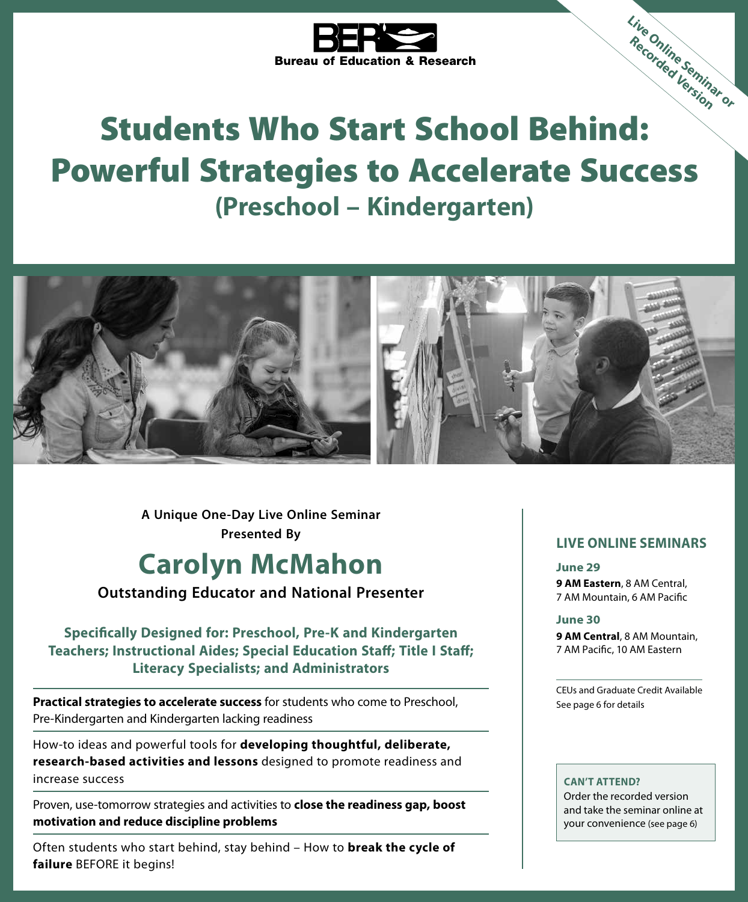BER Bureau of Education & Research

Live Online Seminar or Recorded Version

# Students Who Start School Behind: Powerful Strategies to Accelerate Success

## (Preschool – Kindergarten)

**A Unique One-Day Live Online Seminar**
**Presented By**

## Carolyn McMahon

**Outstanding Educator and National Presenter**

**Specifically Designed for: Preschool, Pre-K and Kindergarten Teachers; Instructional Aides; Special Education Staff; Title I Staff; Literacy Specialists; and Administrators**

**Practical strategies to accelerate success** for students who come to Preschool, Pre-Kindergarten and Kindergarten lacking readiness

How-to ideas and powerful tools for **developing thoughtful, deliberate, research-based activities and lessons** designed to promote readiness and increase success

Proven, use-tomorrow strategies and activities to **close the readiness gap, boost motivation and reduce discipline problems**

Often students who start behind, stay behind – How to **break the cycle of failure** BEFORE it begins!

### LIVE ONLINE SEMINARS

**June 29**
**9 AM Eastern**, 8 AM Central, 7 AM Mountain, 6 AM Pacific

**June 30**
**9 AM Central**, 8 AM Mountain, 7 AM Pacific, 10 AM Eastern

CEUs and Graduate Credit Available
See page 6 for details

**CAN'T ATTEND?**
Order the recorded version and take the seminar online at your convenience (see page 6)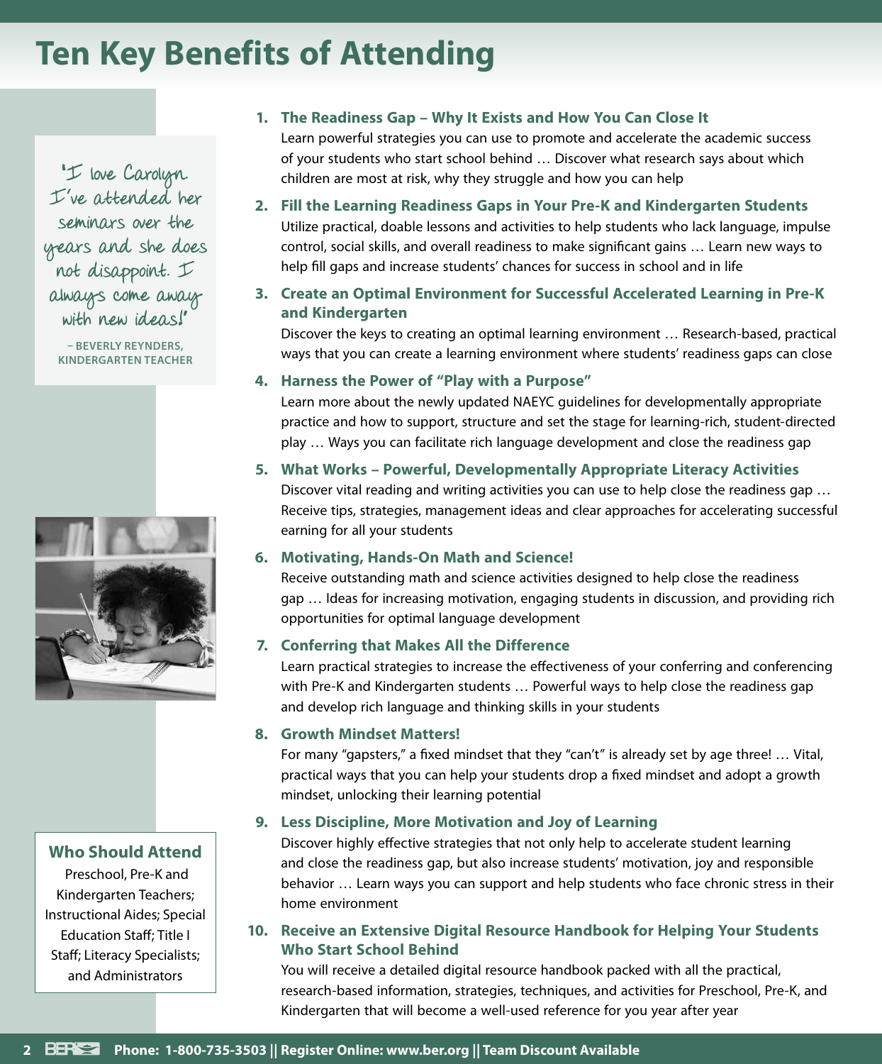# Ten Key Benefits of Attending

"I love Carolyn. I've attended her seminars over the years and she does not disappoint. I always come away with new ideas!"

– BEVERLY REYNDERS, KINDERGARTEN TEACHER

1. **The Readiness Gap – Why It Exists and How You Can Close It**
   Learn powerful strategies you can use to promote and accelerate the academic success of your students who start school behind … Discover what research says about which children are most at risk, why they struggle and how you can help

2. **Fill the Learning Readiness Gaps in Your Pre-K and Kindergarten Students**
   Utilize practical, doable lessons and activities to help students who lack language, impulse control, social skills, and overall readiness to make significant gains … Learn new ways to help fill gaps and increase students' chances for success in school and in life

3. **Create an Optimal Environment for Successful Accelerated Learning in Pre-K and Kindergarten**
   Discover the keys to creating an optimal learning environment … Research-based, practical ways that you can create a learning environment where students' readiness gaps can close

4. **Harness the Power of "Play with a Purpose"**
   Learn more about the newly updated NAEYC guidelines for developmentally appropriate practice and how to support, structure and set the stage for learning-rich, student-directed play … Ways you can facilitate rich language development and close the readiness gap

5. **What Works – Powerful, Developmentally Appropriate Literacy Activities**
   Discover vital reading and writing activities you can use to help close the readiness gap … Receive tips, strategies, management ideas and clear approaches for accelerating successful earning for all your students

6. **Motivating, Hands-On Math and Science!**
   Receive outstanding math and science activities designed to help close the readiness gap … Ideas for increasing motivation, engaging students in discussion, and providing rich opportunities for optimal language development

7. **Conferring that Makes All the Difference**
   Learn practical strategies to increase the effectiveness of your conferring and conferencing with Pre-K and Kindergarten students … Powerful ways to help close the readiness gap and develop rich language and thinking skills in your students

8. **Growth Mindset Matters!**
   For many "gapsters," a fixed mindset that they "can't" is already set by age three! … Vital, practical ways that you can help your students drop a fixed mindset and adopt a growth mindset, unlocking their learning potential

9. **Less Discipline, More Motivation and Joy of Learning**
   Discover highly effective strategies that not only help to accelerate student learning and close the readiness gap, but also increase students' motivation, joy and responsible behavior … Learn ways you can support and help students who face chronic stress in their home environment

10. **Receive an Extensive Digital Resource Handbook for Helping Your Students Who Start School Behind**
    You will receive a detailed digital resource handbook packed with all the practical, research-based information, strategies, techniques, and activities for Preschool, Pre-K, and Kindergarten that will become a well-used reference for you year after year

### Who Should Attend

Preschool, Pre-K and Kindergarten Teachers; Instructional Aides; Special Education Staff; Title I Staff; Literacy Specialists; and Administrators

**Phone: 1-800-735-3503 || Register Online: www.ber.org || Team Discount Available**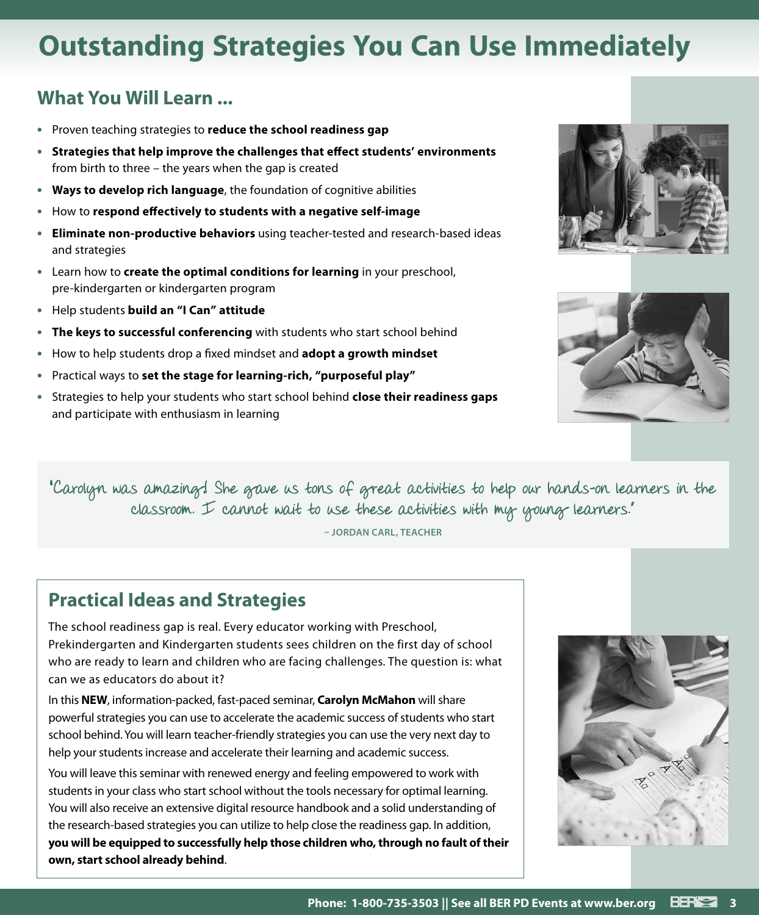# Outstanding Strategies You Can Use Immediately

## What You Will Learn ...

- Proven teaching strategies to **reduce the school readiness gap**
- **Strategies that help improve the challenges that effect students' environments** from birth to three – the years when the gap is created
- **Ways to develop rich language**, the foundation of cognitive abilities
- How to **respond effectively to students with a negative self-image**
- **Eliminate non-productive behaviors** using teacher-tested and research-based ideas and strategies
- Learn how to **create the optimal conditions for learning** in your preschool, pre-kindergarten or kindergarten program
- Help students **build an "I Can" attitude**
- **The keys to successful conferencing** with students who start school behind
- How to help students drop a fixed mindset and **adopt a growth mindset**
- Practical ways to **set the stage for learning-rich, "purposeful play"**
- Strategies to help your students who start school behind **close their readiness gaps** and participate with enthusiasm in learning

"Carolyn was amazing! She gave us tons of great activities to help our hands-on learners in the classroom. I cannot wait to use these activities with my young learners."

– JORDAN CARL, TEACHER

## Practical Ideas and Strategies

The school readiness gap is real. Every educator working with Preschool, Prekindergarten and Kindergarten students sees children on the first day of school who are ready to learn and children who are facing challenges. The question is: what can we as educators do about it?

In this **NEW**, information-packed, fast-paced seminar, **Carolyn McMahon** will share powerful strategies you can use to accelerate the academic success of students who start school behind. You will learn teacher-friendly strategies you can use the very next day to help your students increase and accelerate their learning and academic success.

You will leave this seminar with renewed energy and feeling empowered to work with students in your class who start school without the tools necessary for optimal learning. You will also receive an extensive digital resource handbook and a solid understanding of the research-based strategies you can utilize to help close the readiness gap. In addition, **you will be equipped to successfully help those children who, through no fault of their own, start school already behind**.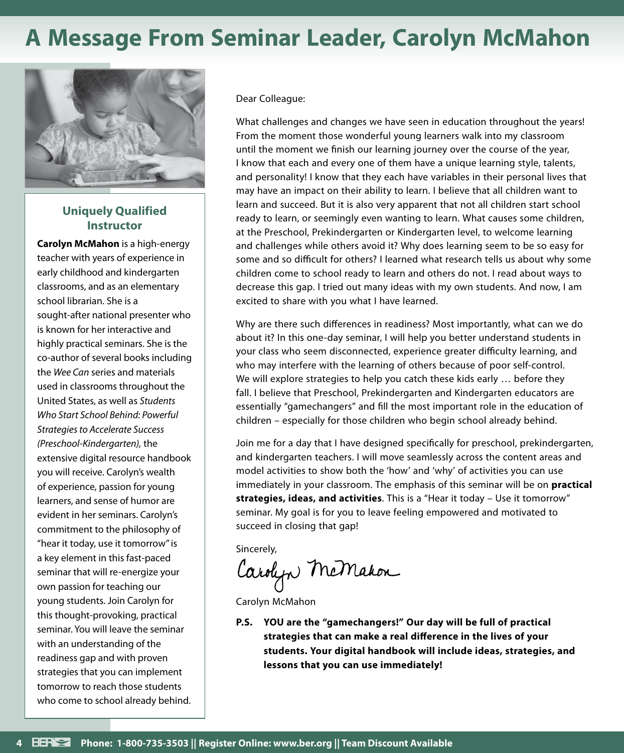# A Message From Seminar Leader, Carolyn McMahon

## Uniquely Qualified Instructor

**Carolyn McMahon** is a high-energy teacher with years of experience in early childhood and kindergarten classrooms, and as an elementary school librarian. She is a sought-after national presenter who is known for her interactive and highly practical seminars. She is the co-author of several books including the *Wee Can* series and materials used in classrooms throughout the United States, as well as *Students Who Start School Behind: Powerful Strategies to Accelerate Success (Preschool-Kindergarten),* the extensive digital resource handbook you will receive. Carolyn's wealth of experience, passion for young learners, and sense of humor are evident in her seminars. Carolyn's commitment to the philosophy of "hear it today, use it tomorrow" is a key element in this fast-paced seminar that will re-energize your own passion for teaching our young students. Join Carolyn for this thought-provoking, practical seminar. You will leave the seminar with an understanding of the readiness gap and with proven strategies that you can implement tomorrow to reach those students who come to school already behind.

Dear Colleague:

What challenges and changes we have seen in education throughout the years! From the moment those wonderful young learners walk into my classroom until the moment we finish our learning journey over the course of the year, I know that each and every one of them have a unique learning style, talents, and personality! I know that they each have variables in their personal lives that may have an impact on their ability to learn. I believe that all children want to learn and succeed. But it is also very apparent that not all children start school ready to learn, or seemingly even wanting to learn. What causes some children, at the Preschool, Prekindergarten or Kindergarten level, to welcome learning and challenges while others avoid it? Why does learning seem to be so easy for some and so difficult for others? I learned what research tells us about why some children come to school ready to learn and others do not. I read about ways to decrease this gap. I tried out many ideas with my own students. And now, I am excited to share with you what I have learned.

Why are there such differences in readiness? Most importantly, what can we do about it? In this one-day seminar, I will help you better understand students in your class who seem disconnected, experience greater difficulty learning, and who may interfere with the learning of others because of poor self-control. We will explore strategies to help you catch these kids early … before they fall. I believe that Preschool, Prekindergarten and Kindergarten educators are essentially "gamechangers" and fill the most important role in the education of children – especially for those children who begin school already behind.

Join me for a day that I have designed specifically for preschool, prekindergarten, and kindergarten teachers. I will move seamlessly across the content areas and model activities to show both the 'how' and 'why' of activities you can use immediately in your classroom. The emphasis of this seminar will be on **practical strategies, ideas, and activities**. This is a "Hear it today – Use it tomorrow" seminar. My goal is for you to leave feeling empowered and motivated to succeed in closing that gap!

Sincerely,

Carolyn McMahon

Carolyn McMahon

**P.S. YOU are the "gamechangers!" Our day will be full of practical strategies that can make a real difference in the lives of your students. Your digital handbook will include ideas, strategies, and lessons that you can use immediately!**

**Phone: 1-800-735-3503 || Register Online: www.ber.org || Team Discount Available**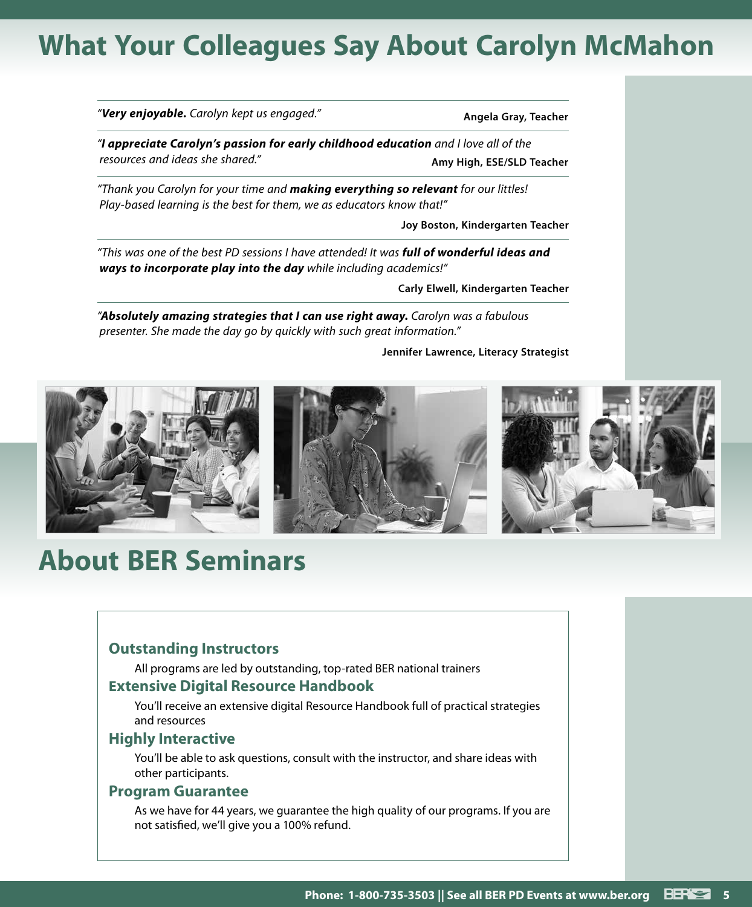# What Your Colleagues Say About Carolyn McMahon

"***Very enjoyable.*** *Carolyn kept us engaged."*

**Angela Gray, Teacher**

"***I appreciate Carolyn's passion for early childhood education*** *and I love all of the resources and ideas she shared."*

**Amy High, ESE/SLD Teacher**

*"Thank you Carolyn for your time and* ***making everything so relevant*** *for our littles! Play-based learning is the best for them, we as educators know that!"*

**Joy Boston, Kindergarten Teacher**

*"This was one of the best PD sessions I have attended! It was* ***full of wonderful ideas and ways to incorporate play into the day*** *while including academics!"*

**Carly Elwell, Kindergarten Teacher**

"***Absolutely amazing strategies that I can use right away.*** *Carolyn was a fabulous presenter. She made the day go by quickly with such great information."*

**Jennifer Lawrence, Literacy Strategist**

# About BER Seminars

### Outstanding Instructors

All programs are led by outstanding, top-rated BER national trainers

### Extensive Digital Resource Handbook

You'll receive an extensive digital Resource Handbook full of practical strategies and resources

### Highly Interactive

You'll be able to ask questions, consult with the instructor, and share ideas with other participants.

### Program Guarantee

As we have for 44 years, we guarantee the high quality of our programs. If you are not satisfied, we'll give you a 100% refund.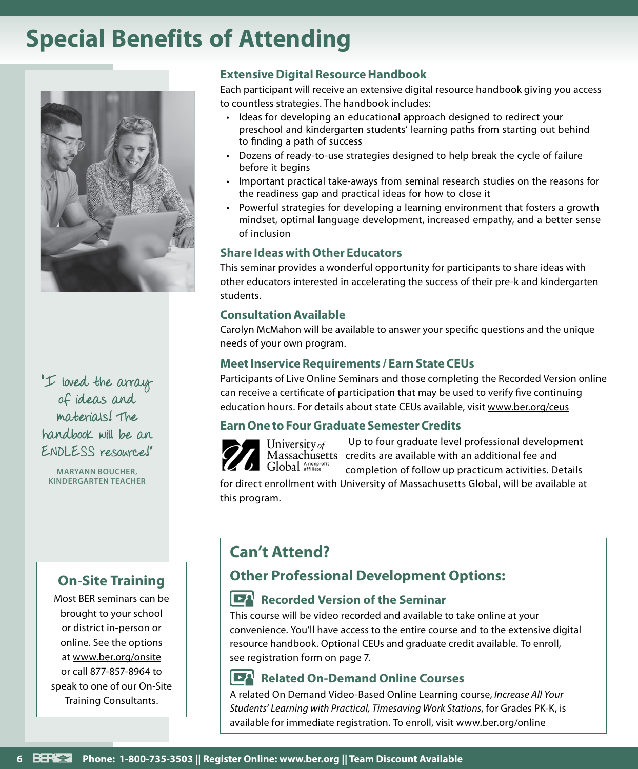# Special Benefits of Attending

"I loved the array of ideas and materials! The handbook will be an ENDLESS resource!"

MARYANN BOUCHER,
KINDERGARTEN TEACHER

## On-Site Training

Most BER seminars can be brought to your school or district in-person or online. See the options at www.ber.org/onsite or call 877-857-8964 to speak to one of our On-Site Training Consultants.

### Extensive Digital Resource Handbook

Each participant will receive an extensive digital resource handbook giving you access to countless strategies. The handbook includes:

- Ideas for developing an educational approach designed to redirect your preschool and kindergarten students' learning paths from starting out behind to finding a path of success
- Dozens of ready-to-use strategies designed to help break the cycle of failure before it begins
- Important practical take-aways from seminal research studies on the reasons for the readiness gap and practical ideas for how to close it
- Powerful strategies for developing a learning environment that fosters a growth mindset, optimal language development, increased empathy, and a better sense of inclusion

### Share Ideas with Other Educators

This seminar provides a wonderful opportunity for participants to share ideas with other educators interested in accelerating the success of their pre-k and kindergarten students.

### Consultation Available

Carolyn McMahon will be available to answer your specific questions and the unique needs of your own program.

### Meet Inservice Requirements / Earn State CEUs

Participants of Live Online Seminars and those completing the Recorded Version online can receive a certificate of participation that may be used to verify five continuing education hours. For details about state CEUs available, visit www.ber.org/ceus

### Earn One to Four Graduate Semester Credits

University of Massachusetts Global A nonprofit affiliate

Up to four graduate level professional development credits are available with an additional fee and completion of follow up practicum activities. Details for direct enrollment with University of Massachusetts Global, will be available at this program.

## Can't Attend?

### Other Professional Development Options:

#### Recorded Version of the Seminar

This course will be video recorded and available to take online at your convenience. You'll have access to the entire course and to the extensive digital resource handbook. Optional CEUs and graduate credit available. To enroll, see registration form on page 7.

#### Related On-Demand Online Courses

A related On Demand Video-Based Online Learning course, *Increase All Your Students' Learning with Practical, Timesaving Work Stations*, for Grades PK-K, is available for immediate registration. To enroll, visit www.ber.org/online

**Phone: 1-800-735-3503 || Register Online: www.ber.org || Team Discount Available**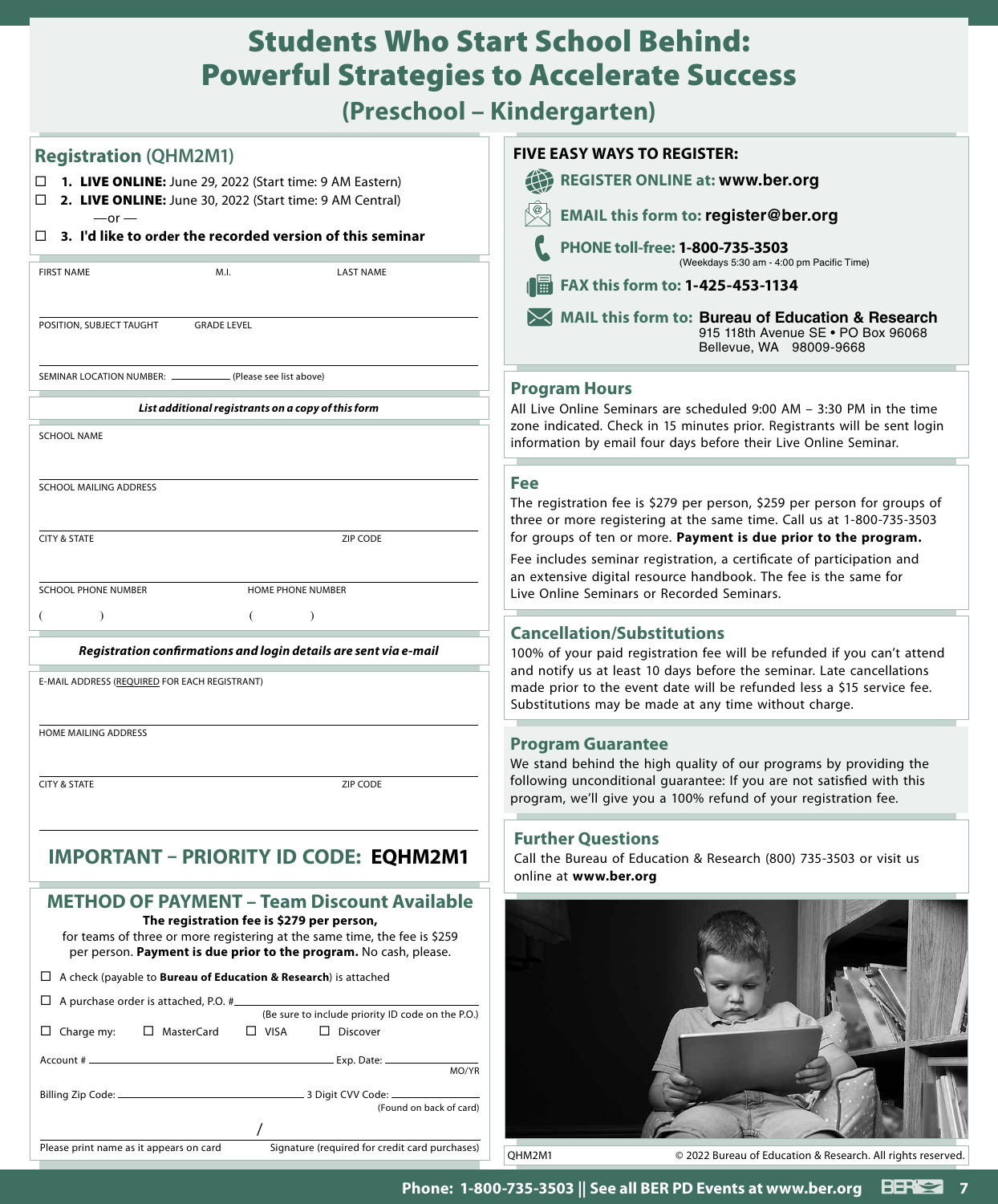# Students Who Start School Behind: Powerful Strategies to Accelerate Success

## (Preschool – Kindergarten)

## Registration (QHM2M1)

- ☐ **1. LIVE ONLINE:** June 29, 2022 (Start time: 9 AM Eastern)
- ☐ **2. LIVE ONLINE:** June 30, 2022 (Start time: 9 AM Central)

—or —

- ☐ **3. I'd like to order the recorded version of this seminar**

FIRST NAME M.I. LAST NAME

POSITION, SUBJECT TAUGHT GRADE LEVEL

SEMINAR LOCATION NUMBER: ________ (Please see list above)

***List additional registrants on a copy of this form***

SCHOOL NAME

SCHOOL MAILING ADDRESS

CITY & STATE ZIP CODE

SCHOOL PHONE NUMBER HOME PHONE NUMBER

( ) ( )

***Registration confirmations and login details are sent via e-mail***

E-MAIL ADDRESS (REQUIRED FOR EACH REGISTRANT)

HOME MAILING ADDRESS

CITY & STATE ZIP CODE

## IMPORTANT – PRIORITY ID CODE: EQHM2M1

## METHOD OF PAYMENT – Team Discount Available

**The registration fee is $279 per person,** for teams of three or more registering at the same time, the fee is $259 per person. **Payment is due prior to the program.** No cash, please.

- ☐ A check (payable to **Bureau of Education & Research**) is attached
- ☐ A purchase order is attached, P.O. # ________ (Be sure to include priority ID code on the P.O.)
- ☐ Charge my: ☐ MasterCard ☐ VISA ☐ Discover

Account # ________ Exp. Date: ________ MO/YR

Billing Zip Code: ________ 3 Digit CVV Code: ________ (Found on back of card)

Please print name as it appears on card / Signature (required for credit card purchases)

## FIVE EASY WAYS TO REGISTER:

- **REGISTER ONLINE at: www.ber.org**
- **EMAIL this form to: register@ber.org**
- **PHONE toll-free: 1-800-735-3503** (Weekdays 5:30 am - 4:00 pm Pacific Time)
- **FAX this form to: 1-425-453-1134**
- **MAIL this form to: Bureau of Education & Research** 915 118th Avenue SE • PO Box 96068 Bellevue, WA 98009-9668

## Program Hours

All Live Online Seminars are scheduled 9:00 AM – 3:30 PM in the time zone indicated. Check in 15 minutes prior. Registrants will be sent login information by email four days before their Live Online Seminar.

## Fee

The registration fee is $279 per person, $259 per person for groups of three or more registering at the same time. Call us at 1-800-735-3503 for groups of ten or more. **Payment is due prior to the program.**

Fee includes seminar registration, a certificate of participation and an extensive digital resource handbook. The fee is the same for Live Online Seminars or Recorded Seminars.

## Cancellation/Substitutions

100% of your paid registration fee will be refunded if you can't attend and notify us at least 10 days before the seminar. Late cancellations made prior to the event date will be refunded less a $15 service fee. Substitutions may be made at any time without charge.

## Program Guarantee

We stand behind the high quality of our programs by providing the following unconditional guarantee: If you are not satisfied with this program, we'll give you a 100% refund of your registration fee.

## Further Questions

Call the Bureau of Education & Research (800) 735-3503 or visit us online at **www.ber.org**

QHM2M1 © 2022 Bureau of Education & Research. All rights reserved.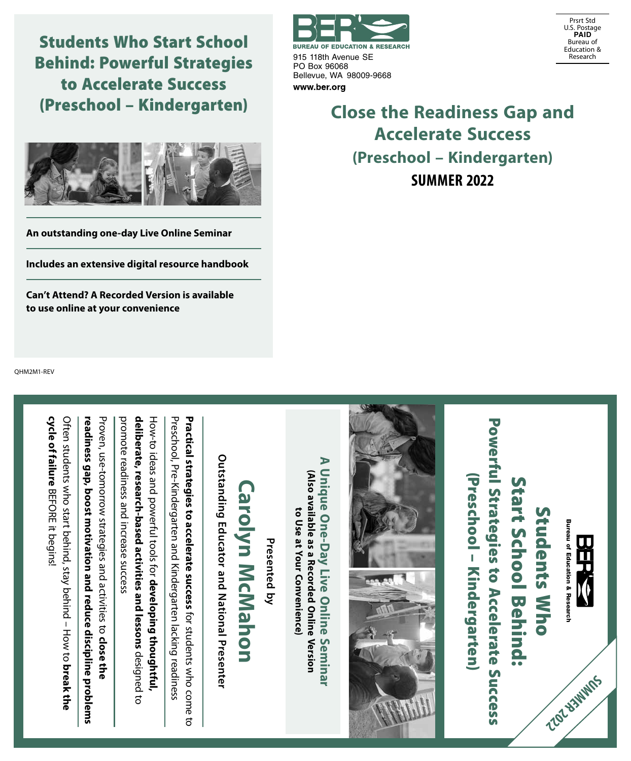# Students Who Start School Behind: Powerful Strategies to Accelerate Success (Preschool – Kindergarten)

**An outstanding one-day Live Online Seminar**

**Includes an extensive digital resource handbook**

**Can't Attend? A Recorded Version is available to use online at your convenience**

QHM2M1-REV

BER BUREAU OF EDUCATION & RESEARCH
915 118th Avenue SE
PO Box 96068
Bellevue, WA 98009-9668
**www.ber.org**

Prsrt Std
U.S. Postage
**PAID**
Bureau of Education & Research

## Close the Readiness Gap and Accelerate Success

### (Preschool – Kindergarten)

**SUMMER 2022**

---

Bureau of Education & Research

SUMMER 2022

# Students Who Start School Behind: Powerful Strategies to Accelerate Success (Preschool – Kindergarten)

**A Unique One-Day Live Online Seminar**
**(Also available as a Recorded Online Version to Use at Your Convenience)**

Presented by

## Carolyn McMahon

**Outstanding Educator and National Presenter**

**Practical strategies to accelerate success** for students who come to Preschool, Pre-Kindergarten and Kindergarten lacking readiness

How-to ideas and powerful tools for **developing thoughtful, deliberate, research-based activities and lessons** designed to promote readiness and increase success

Proven, use-tomorrow strategies and activities to **close the readiness gap, boost motivation and reduce discipline problems**

Often students who start behind, stay behind – How to **break the cycle of failure** BEFORE it begins!